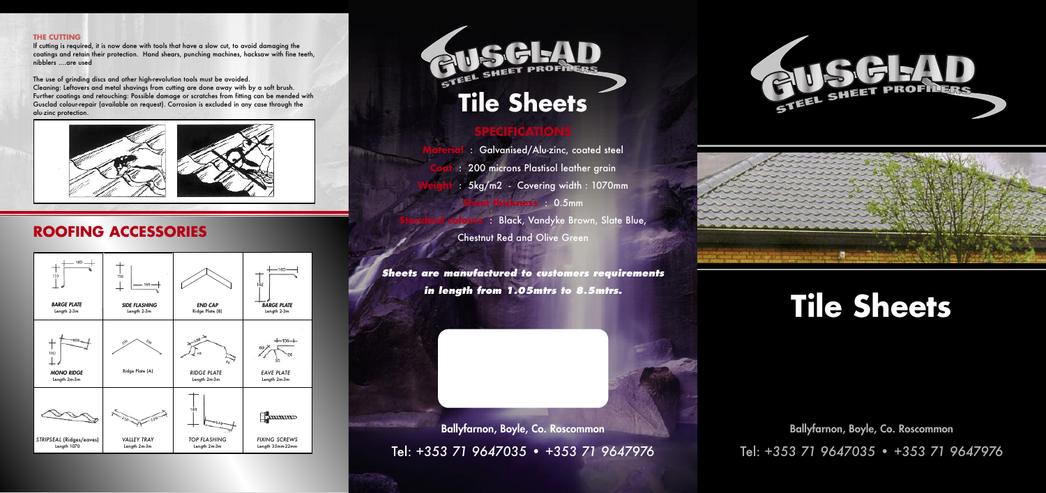### THE CUTTING

If cutting is required, it is now done with tools that have a slow cut, to avoid damaging the coatings and retain their protection. Hand shears, punching machines, hacksaw with fine teeth, nibblers ....are used

The use of grinding discs and other high-revolution tools must be avoided.
Cleaning: Leftovers and metal shavings from cutting are done away with by a soft brush.
Further coatings and retouching: Possible damage or scratches from fitting can be mended with Gusclad colour-repair (available on request). Corrosion is excluded in any case through the alu-zinc protection.

## ROOFING ACCESSORIES

| BARGE PLATE<br>Length 2-3m | SIDE FLASHING<br>Length 2-3m | END CAP<br>Ridge Plate (B) | BARGE PLATE<br>Length 2-3m |
|---|---|---|---|
| MONO RIDGE<br>Length 2m-3m | Ridge Plate (A) | RIDGE PLATE<br>Length 2m-3m | EAVE PLATE<br>Length 2m-3m |
| STRIPSEAL (Ridges/eaves)<br>Length 1070 | VALLEY TRAY<br>Length 2m-3m | TOP FLASHING<br>Length 2m-3m | FIXING SCREWS<br>Length 35mm-22mm |

GUSCLAD STEEL SHEET PROFILERS

# Tile Sheets

## SPECIFICATIONS

**Material** : Galvanised/Alu-zinc, coated steel

**Coat** : 200 microns Plastisol leather grain

**Weight** : 5kg/m2 - Covering width : 1070mm

**Sheet thickness** : 0.5mm

**Standard colours** : Black, Vandyke Brown, Slate Blue, Chestnut Red and Olive Green

***Sheets are manufactured to customers requirements in length from 1.05mtrs to 8.5mtrs.***

Ballyfarnon, Boyle, Co. Roscommon

Tel: +353 71 9647035 • +353 71 9647976

GUSCLAD STEEL SHEET PROFILERS

# Tile Sheets

Ballyfarnon, Boyle, Co. Roscommon

Tel: +353 71 9647035 • +353 71 9647976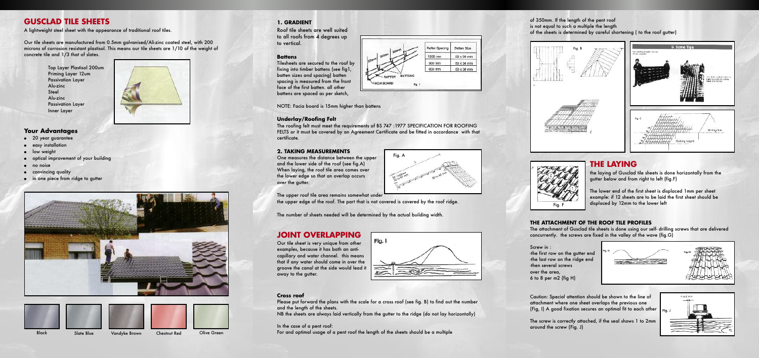## GUSCLAD TILE SHEETS

A lightweight steel sheet with the appearance of traditional roof tiles.

Our tile sheets are manufactured from 0.5mm galvanised/Ali-zinc coated steel, with 200 microns of corrosion resistant plastisol. This means our tile sheets are 1/10 of the weight of concrete tile and 1/3 that of slates.

Top Layer Plastisol 200um
Priming Layer 12um
Passivation Layer
Alu-zinc
Steel
Alu-zinc
Passivation Layer
Inner Layer

### Your Advantages

- 20 year guarantee
- easy installation
- low weight
- optical improvement of your building
- no noise
- convincing quality
- in one piece from ridge to gutter

Black    Slate Blue    Vandyke Brown    Chestnut Red    Olive Green

### 1. GRADIENT

Roof tile sheets are well suited to all roofs from 4 degrees up to vertical.

#### Battens

Tilesheets are secured to the roof by fixing into timber battens (see fig1, batten sizes and spacing) batten spacing is measured from the front face of the first batten. all other battens are spaced as per sketch,

| Rafter Spacing | Batten Size |
|---|---|
| 1200 mm | 50 x 50 mm |
| 900 mm | 50 x 38 mm |
| 600 mm | 50 x 38 mm |

350mm
350mm
350mm
RAFTER    BATTENS
FACIA BOARD
Fig. 1

NOTE: Facia board is 15mm higher than battens

#### Underlay/Roofing Felt

The roofing felt must meet the requirements of BS 747 :1977 SPECIFICATION FOR ROOFING FELTS or it must be covered by an Agreement Certificate and be fitted in accordance with that certificate.

### 2. TAKING MEASUREMENTS

One measures the distance between the upper and the lower side of the roof (see fig.A) When laying, the roof tile area comes over the lower edge so that an overlap occurs over the gutter.

Fig. A

The upper roof tile area remains somewhat under the upper edge of the roof. The part that is not covered is covered by the roof ridge.

The number of sheets needed will be determined by the actual building width.

## JOINT OVERLAPPING

Our tile sheet is very unique from other examples, because it has both an anti-capillary and water channel. this means that if any water should come in over the groove the canal at the side would lead it away to the gutter.

Fig. I

#### Cross roof

Please put forward the plans with the scale for a cross roof (see fig. B) to find out the number and the length of the sheets.
NB the sheets are always laid vertically from the gutter to the ridge (do not lay horizontally)

In the case of a pent roof:
For and optimal usage of a pent roof the length of the sheets should be a multiple of 350mm. If the length of the pent roof is not equal to such a multiple the length of the sheets is determined by careful shortening ( to the roof gutter)

Fig. B

9. Some Tips

Fig. C

Aiming line

Cutting height

## THE LAYING

the laying of Gusclad tile sheets is done horizontally from the gutter below and from right to left (fig.F)

The lower end of the first sheet is displaced 1mm per sheet example: if 12 sheets are to be laid the first sheet should be displaced by 12mm to the lower left

Fig. F

#### THE ATTACHMENT OF THE ROOF TILE PROFILES

The attachment of Gusclad tile sheets is done using our self- drilling screws that are delivered concurrently. the screws are fixed in the valley of the wave (fig.G)

Screw in :
-the first row on the gutter end
-the last row on the ridge end
-then several screws over the area,
6 to 8 per m2 (fig H)

Fig. G    Fig. H

Caution: Special attention should be shown to the line of attachment where one sheet overlaps the previous one (Fig, I) A good fixation secures an optimal fit to each other

The screw is correctly attached, if the seal shows 1 to 2mm around the screw (Fig. J)

1 to 2 mm
Fig. J